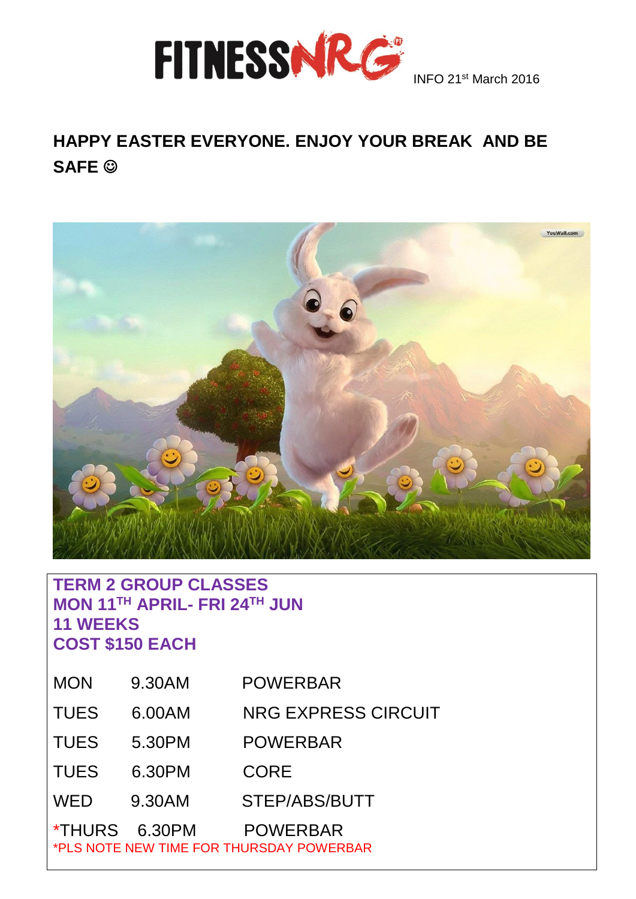FITNESSNRG INFO 21st March 2016

## HAPPY EASTER EVERYONE. ENJOY YOUR BREAK AND BE SAFE ☺

**TERM 2 GROUP CLASSES**
**MON 11TH APRIL- FRI 24TH JUN**
**11 WEEKS**
**COST $150 EACH**

| | | |
|---|---|---|
| MON | 9.30AM | POWERBAR |
| TUES | 6.00AM | NRG EXPRESS CIRCUIT |
| TUES | 5.30PM | POWERBAR |
| TUES | 6.30PM | CORE |
| WED | 9.30AM | STEP/ABS/BUTT |
| *THURS | 6.30PM | POWERBAR |

*PLS NOTE NEW TIME FOR THURSDAY POWERBAR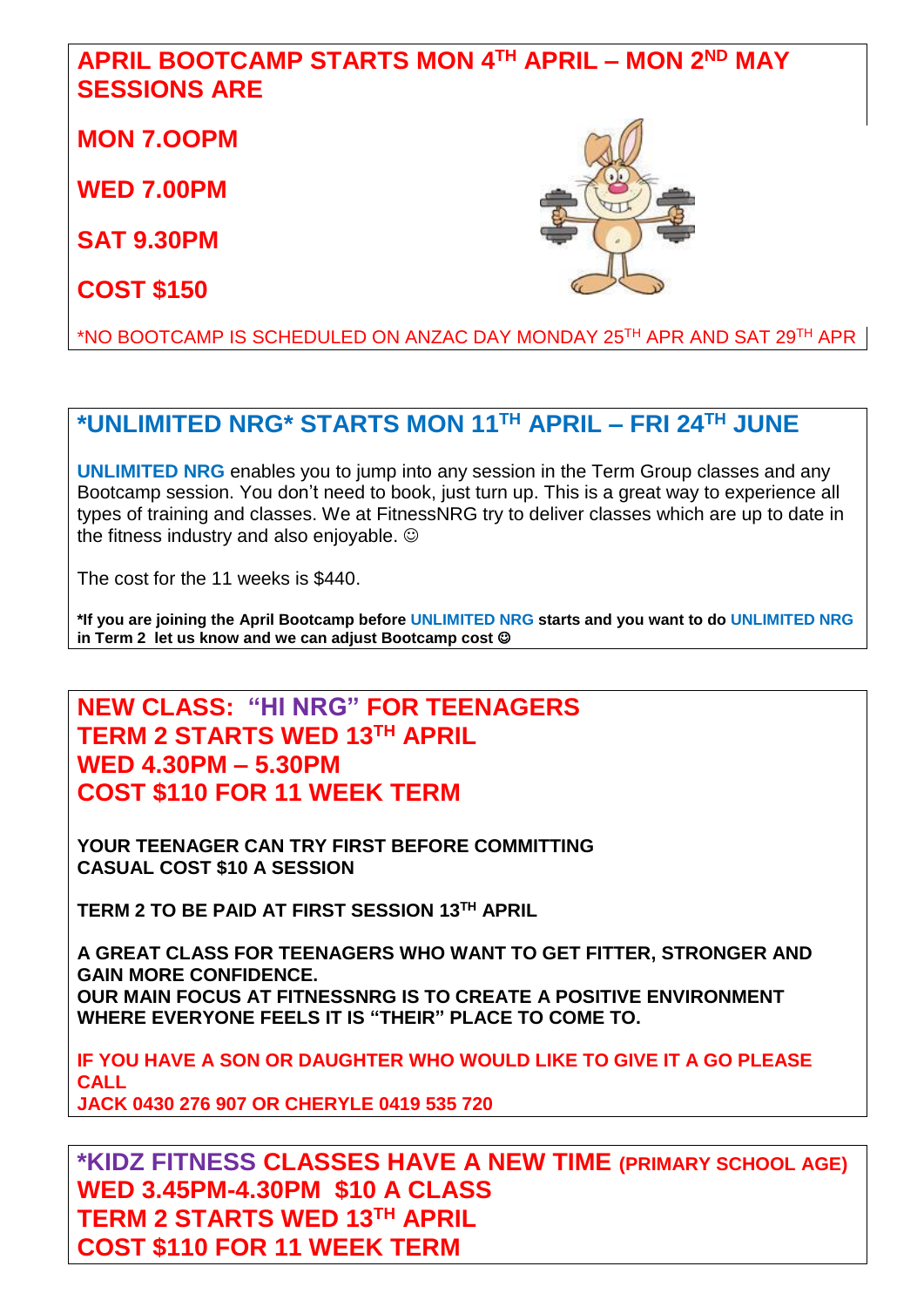## APRIL BOOTCAMP STARTS MON 4TH APRIL – MON 2ND MAY SESSIONS ARE

**MON 7.OOPM**

**WED 7.00PM**

**SAT 9.30PM**

**COST $150**

*NO BOOTCAMP IS SCHEDULED ON ANZAC DAY MONDAY 25TH APR AND SAT 29TH APR

## *UNLIMITED NRG* STARTS MON 11TH APRIL – FRI 24TH JUNE

**UNLIMITED NRG** enables you to jump into any session in the Term Group classes and any Bootcamp session. You don't need to book, just turn up. This is a great way to experience all types of training and classes. We at FitnessNRG try to deliver classes which are up to date in the fitness industry and also enjoyable. ☺

The cost for the 11 weeks is $440.

**\*If you are joining the April Bootcamp before UNLIMITED NRG starts and you want to do UNLIMITED NRG in Term 2 let us know and we can adjust Bootcamp cost ☺**

## NEW CLASS: "HI NRG" FOR TEENAGERS
## TERM 2 STARTS WED 13TH APRIL
## WED 4.30PM – 5.30PM
## COST $110 FOR 11 WEEK TERM

**YOUR TEENAGER CAN TRY FIRST BEFORE COMMITTING**
**CASUAL COST $10 A SESSION**

**TERM 2 TO BE PAID AT FIRST SESSION 13TH APRIL**

**A GREAT CLASS FOR TEENAGERS WHO WANT TO GET FITTER, STRONGER AND GAIN MORE CONFIDENCE.**
**OUR MAIN FOCUS AT FITNESSNRG IS TO CREATE A POSITIVE ENVIRONMENT WHERE EVERYONE FEELS IT IS "THEIR" PLACE TO COME TO.**

**IF YOU HAVE A SON OR DAUGHTER WHO WOULD LIKE TO GIVE IT A GO PLEASE CALL**
**JACK 0430 276 907 OR CHERYLE 0419 535 720**

## *KIDZ FITNESS CLASSES HAVE A NEW TIME (PRIMARY SCHOOL AGE)
## WED 3.45PM-4.30PM $10 A CLASS
## TERM 2 STARTS WED 13TH APRIL
## COST $110 FOR 11 WEEK TERM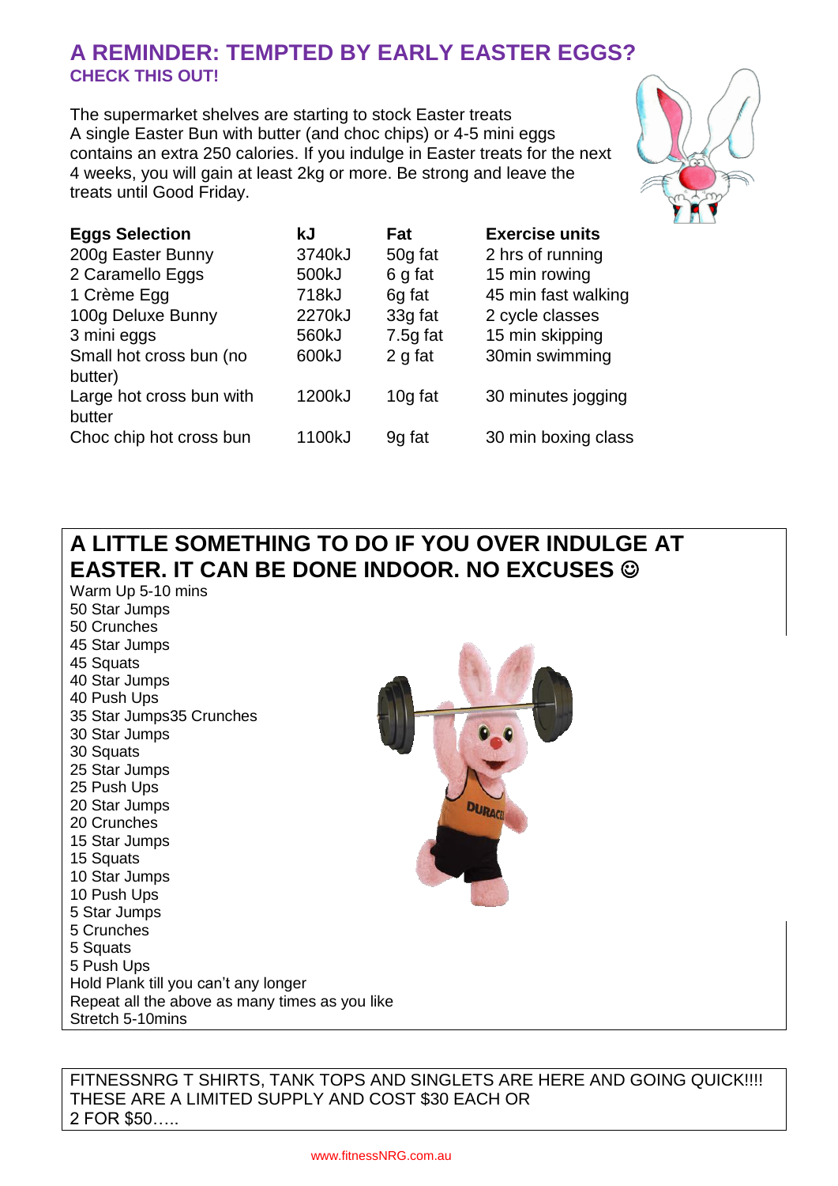## A REMINDER: TEMPTED BY EARLY EASTER EGGS?

### CHECK THIS OUT!

The supermarket shelves are starting to stock Easter treats
A single Easter Bun with butter (and choc chips) or 4-5 mini eggs contains an extra 250 calories. If you indulge in Easter treats for the next 4 weeks, you will gain at least 2kg or more. Be strong and leave the treats until Good Friday.

| Eggs Selection | kJ | Fat | Exercise units |
|---|---|---|---|
| 200g Easter Bunny | 3740kJ | 50g fat | 2 hrs of running |
| 2 Caramello Eggs | 500kJ | 6 g fat | 15 min rowing |
| 1 Crème Egg | 718kJ | 6g fat | 45 min fast walking |
| 100g Deluxe Bunny | 2270kJ | 33g fat | 2 cycle classes |
| 3 mini eggs | 560kJ | 7.5g fat | 15 min skipping |
| Small hot cross bun (no butter) | 600kJ | 2 g fat | 30min swimming |
| Large hot cross bun with butter | 1200kJ | 10g fat | 30 minutes jogging |
| Choc chip hot cross bun | 1100kJ | 9g fat | 30 min boxing class |

## A LITTLE SOMETHING TO DO IF YOU OVER INDULGE AT EASTER. IT CAN BE DONE INDOOR. NO EXCUSES ☺

Warm Up 5-10 mins
50 Star Jumps
50 Crunches
45 Star Jumps
45 Squats
40 Star Jumps
40 Push Ups
35 Star Jumps35 Crunches
30 Star Jumps
30 Squats
25 Star Jumps
25 Push Ups
20 Star Jumps
20 Crunches
15 Star Jumps
15 Squats
10 Star Jumps
10 Push Ups
5 Star Jumps
5 Crunches
5 Squats
5 Push Ups
Hold Plank till you can't any longer
Repeat all the above as many times as you like
Stretch 5-10mins

FITNESSNRG T SHIRTS, TANK TOPS AND SINGLETS ARE HERE AND GOING QUICK!!!! THESE ARE A LIMITED SUPPLY AND COST $30 EACH OR 2 FOR $50…..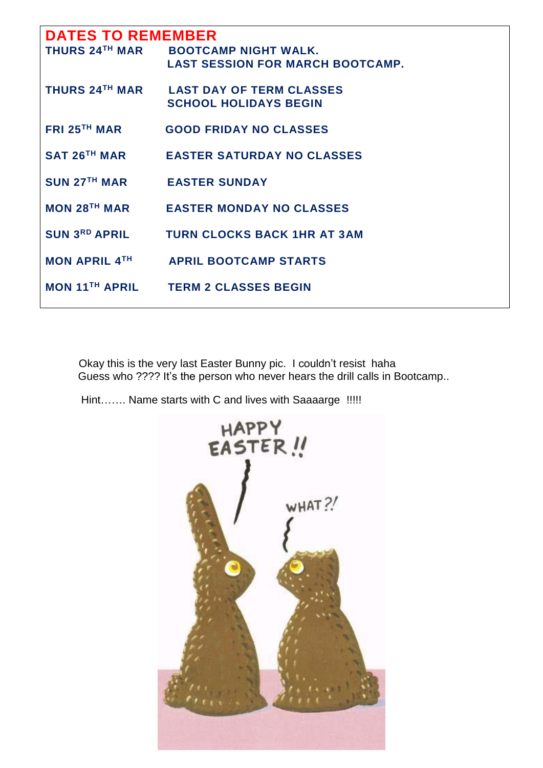## DATES TO REMEMBER

| | |
|---|---|
| **THURS 24TH MAR** | **BOOTCAMP NIGHT WALK.** **LAST SESSION FOR MARCH BOOTCAMP.** |
| **THURS 24TH MAR** | **LAST DAY OF TERM CLASSES** **SCHOOL HOLIDAYS BEGIN** |
| **FRI 25TH MAR** | **GOOD FRIDAY NO CLASSES** |
| **SAT 26TH MAR** | **EASTER SATURDAY NO CLASSES** |
| **SUN 27TH MAR** | **EASTER SUNDAY** |
| **MON 28TH MAR** | **EASTER MONDAY NO CLASSES** |
| **SUN 3RD APRIL** | **TURN CLOCKS BACK 1HR AT 3AM** |
| **MON APRIL 4TH** | **APRIL BOOTCAMP STARTS** |
| **MON 11TH APRIL** | **TERM 2 CLASSES BEGIN** |

Okay this is the very last Easter Bunny pic. I couldn't resist haha
Guess who ???? It's the person who never hears the drill calls in Bootcamp..

Hint……. Name starts with C and lives with Saaaarge !!!!!